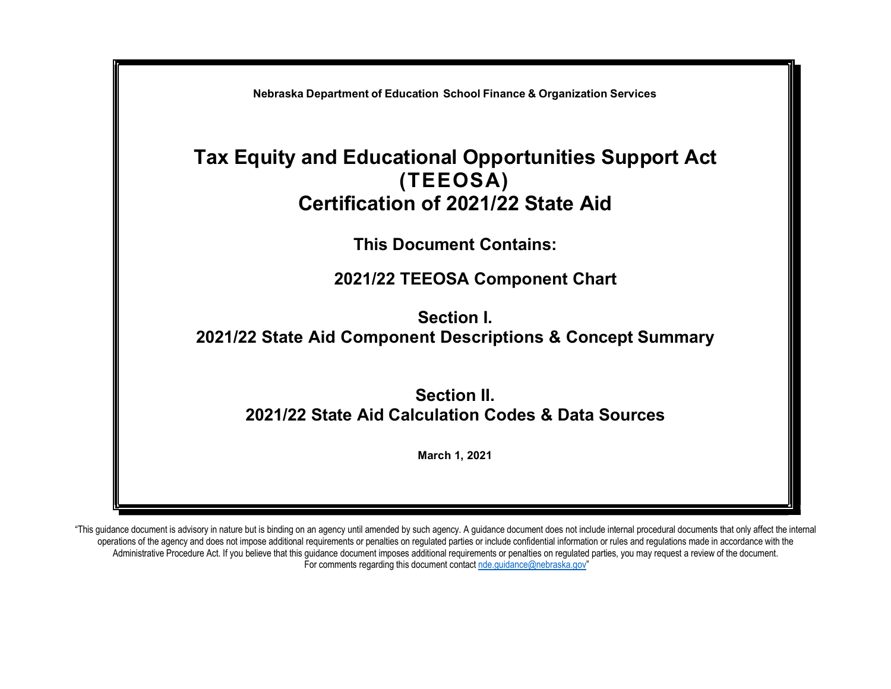**Nebraska Department of Education School Finance & Organization Services**

# Tax Equity and Educational Opportunities Support Act (TEEOSA) Certification of 2021/22 State Aid

## This Document Contains:

## 2021/22 TEEOSA Component Chart

## Section I. 2021/22 State Aid Component Descriptions & Concept Summary

## Section II. 2021/22 State Aid Calculation Codes & Data Sources

**March 1, 2021**

"This guidance document is advisory in nature but is binding on an agency until amended by such agency. A guidance document does not include internal procedural documents that only affect the internal operations of the agency and does not impose additional requirements or penalties on regulated parties or include confidential information or rules and regulations made in accordance with the Administrative Procedure Act. If you believe that this guidance document imposes additional requirements or penalties on regulated parties, you may request a review of the document. For comments regarding this document contact nde.guidance@nebraska.gov"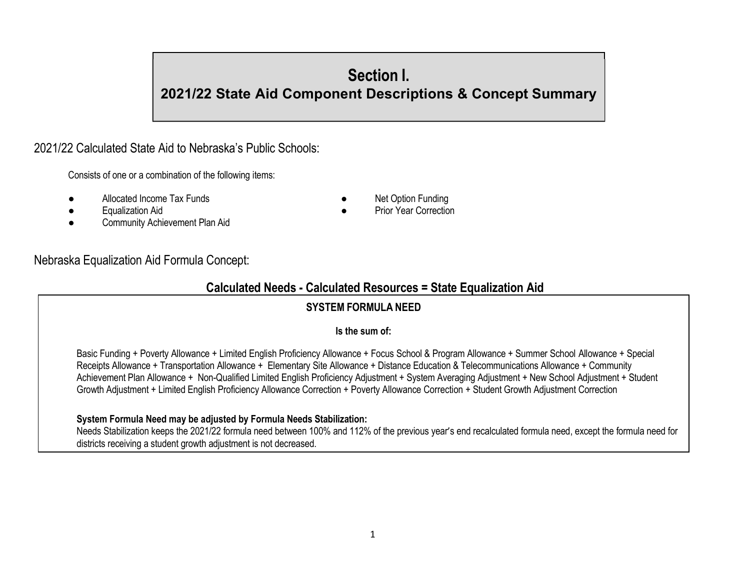# Section I.
## 2021/22 State Aid Component Descriptions & Concept Summary

2021/22 Calculated State Aid to Nebraska's Public Schools:

Consists of one or a combination of the following items:

- Allocated Income Tax Funds
- Equalization Aid
- Community Achievement Plan Aid
- Net Option Funding
- Prior Year Correction

Nebraska Equalization Aid Formula Concept:

### Calculated Needs - Calculated Resources = State Equalization Aid

**SYSTEM FORMULA NEED**

**Is the sum of:**

Basic Funding + Poverty Allowance + Limited English Proficiency Allowance + Focus School & Program Allowance + Summer School Allowance + Special Receipts Allowance + Transportation Allowance + Elementary Site Allowance + Distance Education & Telecommunications Allowance + Community Achievement Plan Allowance + Non-Qualified Limited English Proficiency Adjustment + System Averaging Adjustment + New School Adjustment + Student Growth Adjustment + Limited English Proficiency Allowance Correction + Poverty Allowance Correction + Student Growth Adjustment Correction

**System Formula Need may be adjusted by Formula Needs Stabilization:**
Needs Stabilization keeps the 2021/22 formula need between 100% and 112% of the previous year's end recalculated formula need, except the formula need for districts receiving a student growth adjustment is not decreased.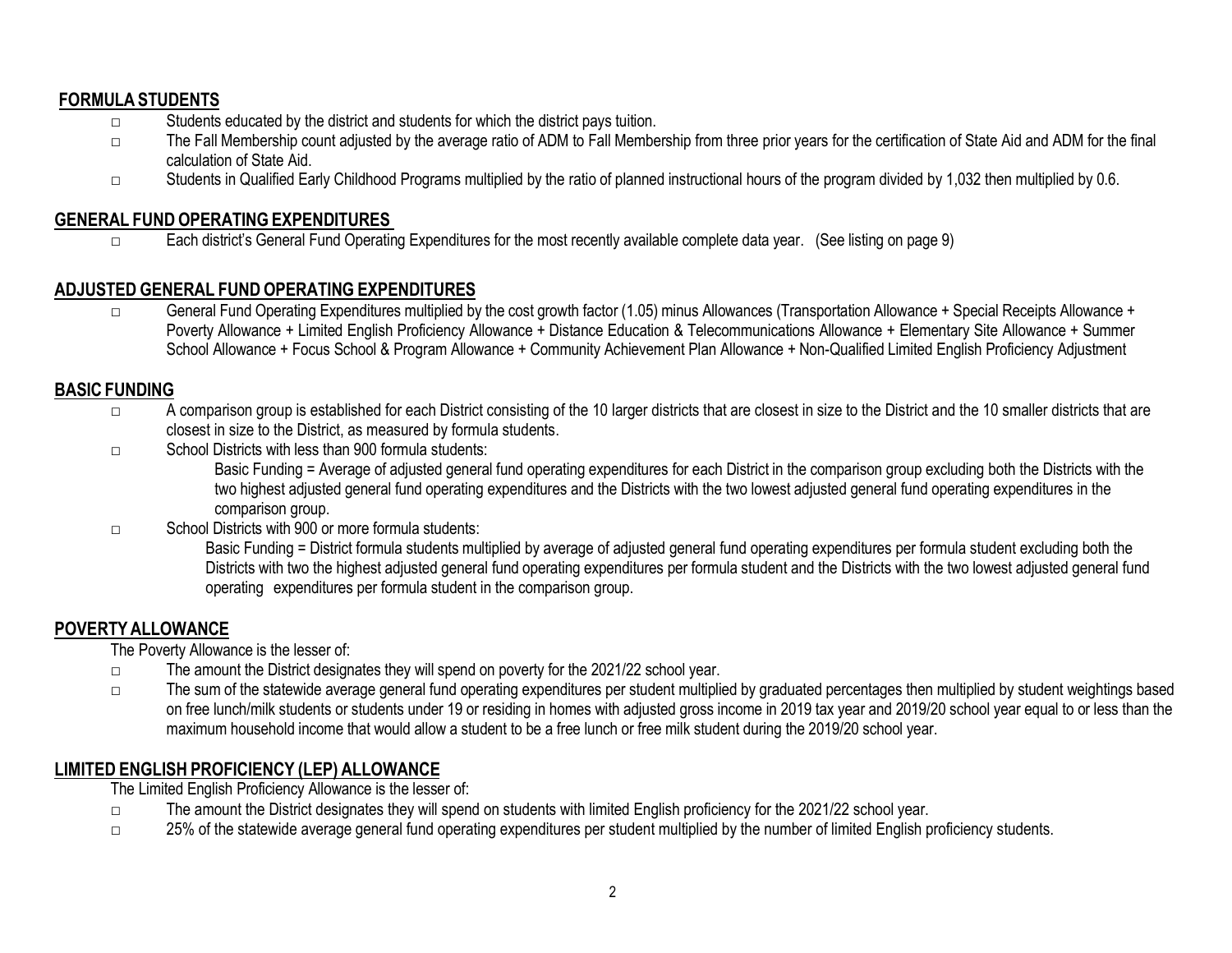## FORMULA STUDENTS

- Students educated by the district and students for which the district pays tuition.
- The Fall Membership count adjusted by the average ratio of ADM to Fall Membership from three prior years for the certification of State Aid and ADM for the final calculation of State Aid.
- Students in Qualified Early Childhood Programs multiplied by the ratio of planned instructional hours of the program divided by 1,032 then multiplied by 0.6.

## GENERAL FUND OPERATING EXPENDITURES

- Each district's General Fund Operating Expenditures for the most recently available complete data year. (See listing on page 9)

## ADJUSTED GENERAL FUND OPERATING EXPENDITURES

- General Fund Operating Expenditures multiplied by the cost growth factor (1.05) minus Allowances (Transportation Allowance + Special Receipts Allowance + Poverty Allowance + Limited English Proficiency Allowance + Distance Education & Telecommunications Allowance + Elementary Site Allowance + Summer School Allowance + Focus School & Program Allowance + Community Achievement Plan Allowance + Non-Qualified Limited English Proficiency Adjustment

## BASIC FUNDING

- A comparison group is established for each District consisting of the 10 larger districts that are closest in size to the District and the 10 smaller districts that are closest in size to the District, as measured by formula students.
- School Districts with less than 900 formula students:

  Basic Funding = Average of adjusted general fund operating expenditures for each District in the comparison group excluding both the Districts with the two highest adjusted general fund operating expenditures and the Districts with the two lowest adjusted general fund operating expenditures in the comparison group.
- School Districts with 900 or more formula students:

  Basic Funding = District formula students multiplied by average of adjusted general fund operating expenditures per formula student excluding both the Districts with two the highest adjusted general fund operating expenditures per formula student and the Districts with the two lowest adjusted general fund operating expenditures per formula student in the comparison group.

## POVERTY ALLOWANCE

The Poverty Allowance is the lesser of:

- The amount the District designates they will spend on poverty for the 2021/22 school year.
- The sum of the statewide average general fund operating expenditures per student multiplied by graduated percentages then multiplied by student weightings based on free lunch/milk students or students under 19 or residing in homes with adjusted gross income in 2019 tax year and 2019/20 school year equal to or less than the maximum household income that would allow a student to be a free lunch or free milk student during the 2019/20 school year.

## LIMITED ENGLISH PROFICIENCY (LEP) ALLOWANCE

The Limited English Proficiency Allowance is the lesser of:

- The amount the District designates they will spend on students with limited English proficiency for the 2021/22 school year.
- 25% of the statewide average general fund operating expenditures per student multiplied by the number of limited English proficiency students.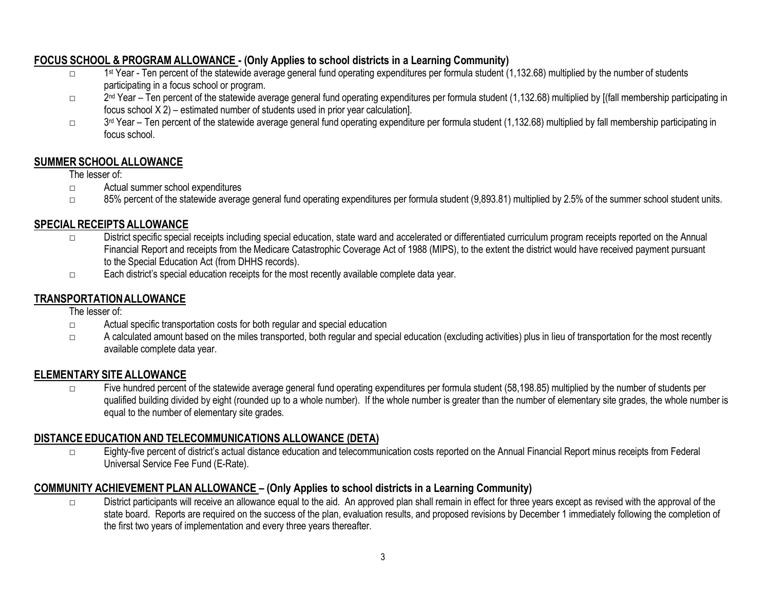## FOCUS SCHOOL & PROGRAM ALLOWANCE - (Only Applies to school districts in a Learning Community)

- 1st Year - Ten percent of the statewide average general fund operating expenditures per formula student (1,132.68) multiplied by the number of students participating in a focus school or program.
- 2nd Year – Ten percent of the statewide average general fund operating expenditures per formula student (1,132.68) multiplied by [(fall membership participating in focus school X 2) – estimated number of students used in prior year calculation].
- 3rd Year – Ten percent of the statewide average general fund operating expenditure per formula student (1,132.68) multiplied by fall membership participating in focus school.

## SUMMER SCHOOL ALLOWANCE

The lesser of:

- Actual summer school expenditures
- 85% percent of the statewide average general fund operating expenditures per formula student (9,893.81) multiplied by 2.5% of the summer school student units.

## SPECIAL RECEIPTS ALLOWANCE

- District specific special receipts including special education, state ward and accelerated or differentiated curriculum program receipts reported on the Annual Financial Report and receipts from the Medicare Catastrophic Coverage Act of 1988 (MIPS), to the extent the district would have received payment pursuant to the Special Education Act (from DHHS records).
- Each district's special education receipts for the most recently available complete data year.

## TRANSPORTATION ALLOWANCE

The lesser of:

- Actual specific transportation costs for both regular and special education
- A calculated amount based on the miles transported, both regular and special education (excluding activities) plus in lieu of transportation for the most recently available complete data year.

## ELEMENTARY SITE ALLOWANCE

- Five hundred percent of the statewide average general fund operating expenditures per formula student (58,198.85) multiplied by the number of students per qualified building divided by eight (rounded up to a whole number). If the whole number is greater than the number of elementary site grades, the whole number is equal to the number of elementary site grades.

## DISTANCE EDUCATION AND TELECOMMUNICATIONS ALLOWANCE (DETA)

- Eighty-five percent of district's actual distance education and telecommunication costs reported on the Annual Financial Report minus receipts from Federal Universal Service Fee Fund (E-Rate).

## COMMUNITY ACHIEVEMENT PLAN ALLOWANCE – (Only Applies to school districts in a Learning Community)

- District participants will receive an allowance equal to the aid. An approved plan shall remain in effect for three years except as revised with the approval of the state board. Reports are required on the success of the plan, evaluation results, and proposed revisions by December 1 immediately following the completion of the first two years of implementation and every three years thereafter.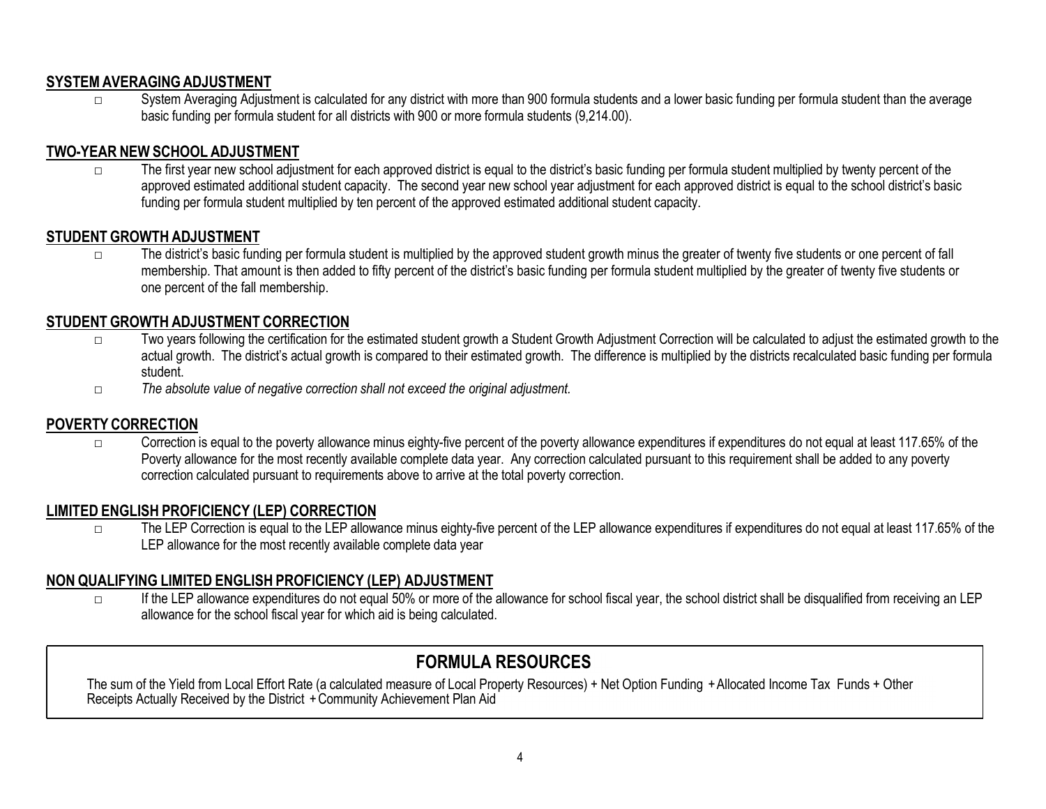## SYSTEM AVERAGING ADJUSTMENT

- System Averaging Adjustment is calculated for any district with more than 900 formula students and a lower basic funding per formula student than the average basic funding per formula student for all districts with 900 or more formula students (9,214.00).

## TWO-YEAR NEW SCHOOL ADJUSTMENT

- The first year new school adjustment for each approved district is equal to the district's basic funding per formula student multiplied by twenty percent of the approved estimated additional student capacity. The second year new school year adjustment for each approved district is equal to the school district's basic funding per formula student multiplied by ten percent of the approved estimated additional student capacity.

## STUDENT GROWTH ADJUSTMENT

- The district's basic funding per formula student is multiplied by the approved student growth minus the greater of twenty five students or one percent of fall membership. That amount is then added to fifty percent of the district's basic funding per formula student multiplied by the greater of twenty five students or one percent of the fall membership.

## STUDENT GROWTH ADJUSTMENT CORRECTION

- Two years following the certification for the estimated student growth a Student Growth Adjustment Correction will be calculated to adjust the estimated growth to the actual growth. The district's actual growth is compared to their estimated growth. The difference is multiplied by the districts recalculated basic funding per formula student.
- *The absolute value of negative correction shall not exceed the original adjustment.*

## POVERTY CORRECTION

- Correction is equal to the poverty allowance minus eighty-five percent of the poverty allowance expenditures if expenditures do not equal at least 117.65% of the Poverty allowance for the most recently available complete data year. Any correction calculated pursuant to this requirement shall be added to any poverty correction calculated pursuant to requirements above to arrive at the total poverty correction.

## LIMITED ENGLISH PROFICIENCY (LEP) CORRECTION

- The LEP Correction is equal to the LEP allowance minus eighty-five percent of the LEP allowance expenditures if expenditures do not equal at least 117.65% of the LEP allowance for the most recently available complete data year

## NON QUALIFYING LIMITED ENGLISH PROFICIENCY (LEP) ADJUSTMENT

- If the LEP allowance expenditures do not equal 50% or more of the allowance for school fiscal year, the school district shall be disqualified from receiving an LEP allowance for the school fiscal year for which aid is being calculated.

## FORMULA RESOURCES

The sum of the Yield from Local Effort Rate (a calculated measure of Local Property Resources) + Net Option Funding + Allocated Income Tax Funds + Other Receipts Actually Received by the District + Community Achievement Plan Aid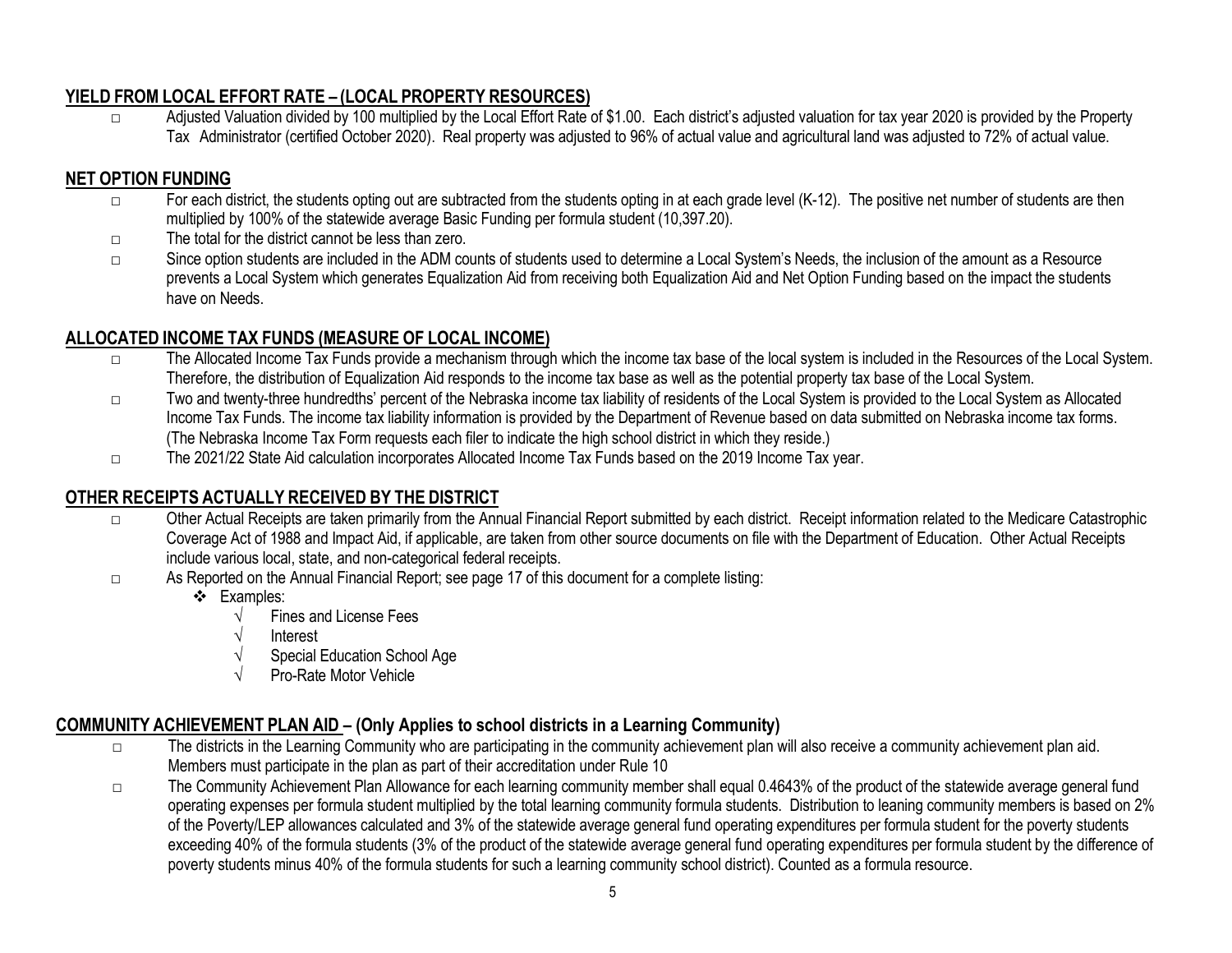## YIELD FROM LOCAL EFFORT RATE – (LOCAL PROPERTY RESOURCES)

- Adjusted Valuation divided by 100 multiplied by the Local Effort Rate of $1.00. Each district's adjusted valuation for tax year 2020 is provided by the Property Tax Administrator (certified October 2020). Real property was adjusted to 96% of actual value and agricultural land was adjusted to 72% of actual value.

## NET OPTION FUNDING

- For each district, the students opting out are subtracted from the students opting in at each grade level (K-12). The positive net number of students are then multiplied by 100% of the statewide average Basic Funding per formula student (10,397.20).
- The total for the district cannot be less than zero.
- Since option students are included in the ADM counts of students used to determine a Local System's Needs, the inclusion of the amount as a Resource prevents a Local System which generates Equalization Aid from receiving both Equalization Aid and Net Option Funding based on the impact the students have on Needs.

## ALLOCATED INCOME TAX FUNDS (MEASURE OF LOCAL INCOME)

- The Allocated Income Tax Funds provide a mechanism through which the income tax base of the local system is included in the Resources of the Local System. Therefore, the distribution of Equalization Aid responds to the income tax base as well as the potential property tax base of the Local System.
- Two and twenty-three hundredths' percent of the Nebraska income tax liability of residents of the Local System is provided to the Local System as Allocated Income Tax Funds. The income tax liability information is provided by the Department of Revenue based on data submitted on Nebraska income tax forms. (The Nebraska Income Tax Form requests each filer to indicate the high school district in which they reside.)
- The 2021/22 State Aid calculation incorporates Allocated Income Tax Funds based on the 2019 Income Tax year.

## OTHER RECEIPTS ACTUALLY RECEIVED BY THE DISTRICT

- Other Actual Receipts are taken primarily from the Annual Financial Report submitted by each district. Receipt information related to the Medicare Catastrophic Coverage Act of 1988 and Impact Aid, if applicable, are taken from other source documents on file with the Department of Education. Other Actual Receipts include various local, state, and non-categorical federal receipts.
- As Reported on the Annual Financial Report; see page 17 of this document for a complete listing:
  - Examples:
    - √ Fines and License Fees
    - √ Interest
    - √ Special Education School Age
    - √ Pro-Rate Motor Vehicle

## COMMUNITY ACHIEVEMENT PLAN AID – (Only Applies to school districts in a Learning Community)

- The districts in the Learning Community who are participating in the community achievement plan will also receive a community achievement plan aid. Members must participate in the plan as part of their accreditation under Rule 10
- The Community Achievement Plan Allowance for each learning community member shall equal 0.4643% of the product of the statewide average general fund operating expenses per formula student multiplied by the total learning community formula students. Distribution to leaning community members is based on 2% of the Poverty/LEP allowances calculated and 3% of the statewide average general fund operating expenditures per formula student for the poverty students exceeding 40% of the formula students (3% of the product of the statewide average general fund operating expenditures per formula student by the difference of poverty students minus 40% of the formula students for such a learning community school district). Counted as a formula resource.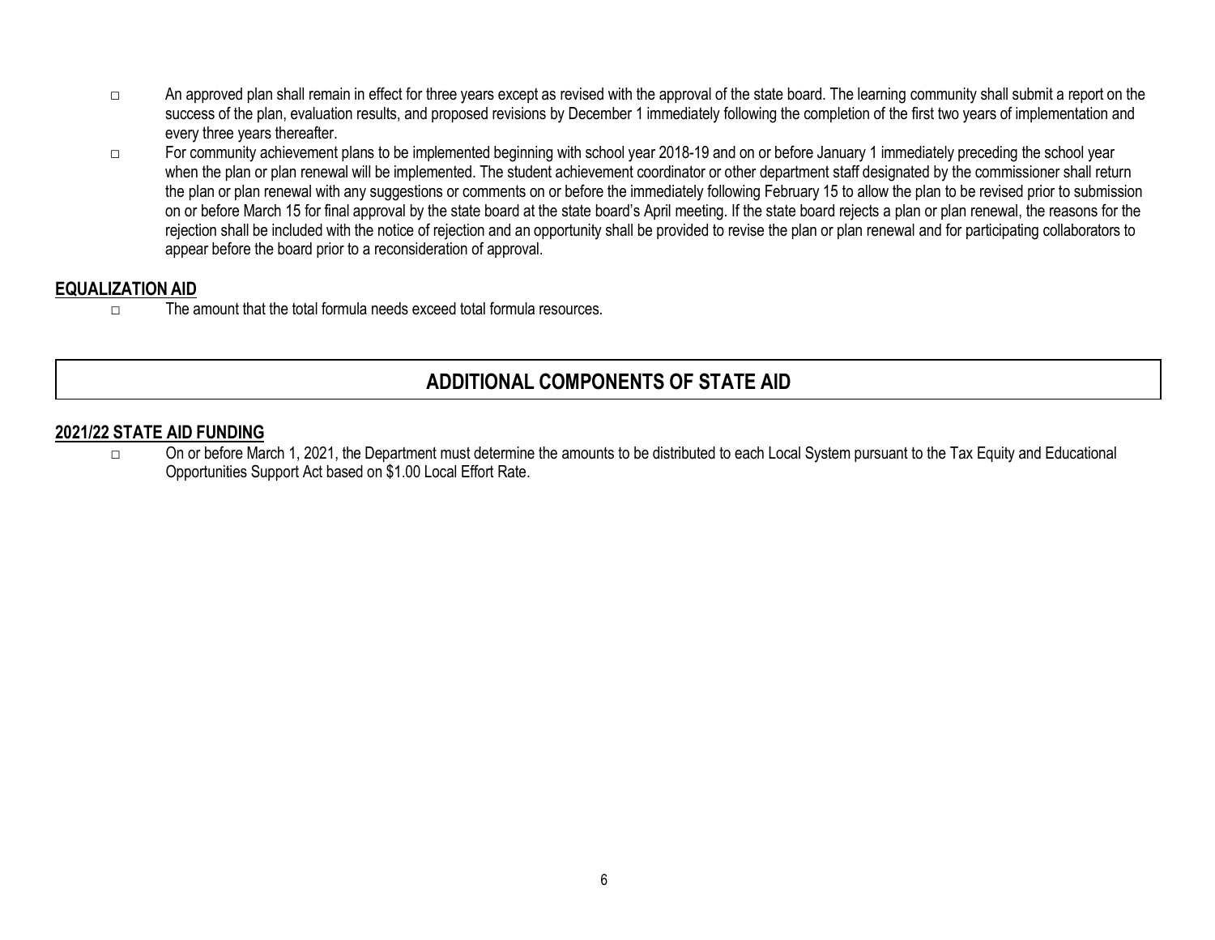- An approved plan shall remain in effect for three years except as revised with the approval of the state board. The learning community shall submit a report on the success of the plan, evaluation results, and proposed revisions by December 1 immediately following the completion of the first two years of implementation and every three years thereafter.
- For community achievement plans to be implemented beginning with school year 2018-19 and on or before January 1 immediately preceding the school year when the plan or plan renewal will be implemented. The student achievement coordinator or other department staff designated by the commissioner shall return the plan or plan renewal with any suggestions or comments on or before the immediately following February 15 to allow the plan to be revised prior to submission on or before March 15 for final approval by the state board at the state board's April meeting. If the state board rejects a plan or plan renewal, the reasons for the rejection shall be included with the notice of rejection and an opportunity shall be provided to revise the plan or plan renewal and for participating collaborators to appear before the board prior to a reconsideration of approval.

## EQUALIZATION AID

- The amount that the total formula needs exceed total formula resources.

# ADDITIONAL COMPONENTS OF STATE AID

## 2021/22 STATE AID FUNDING

- On or before March 1, 2021, the Department must determine the amounts to be distributed to each Local System pursuant to the Tax Equity and Educational Opportunities Support Act based on $1.00 Local Effort Rate.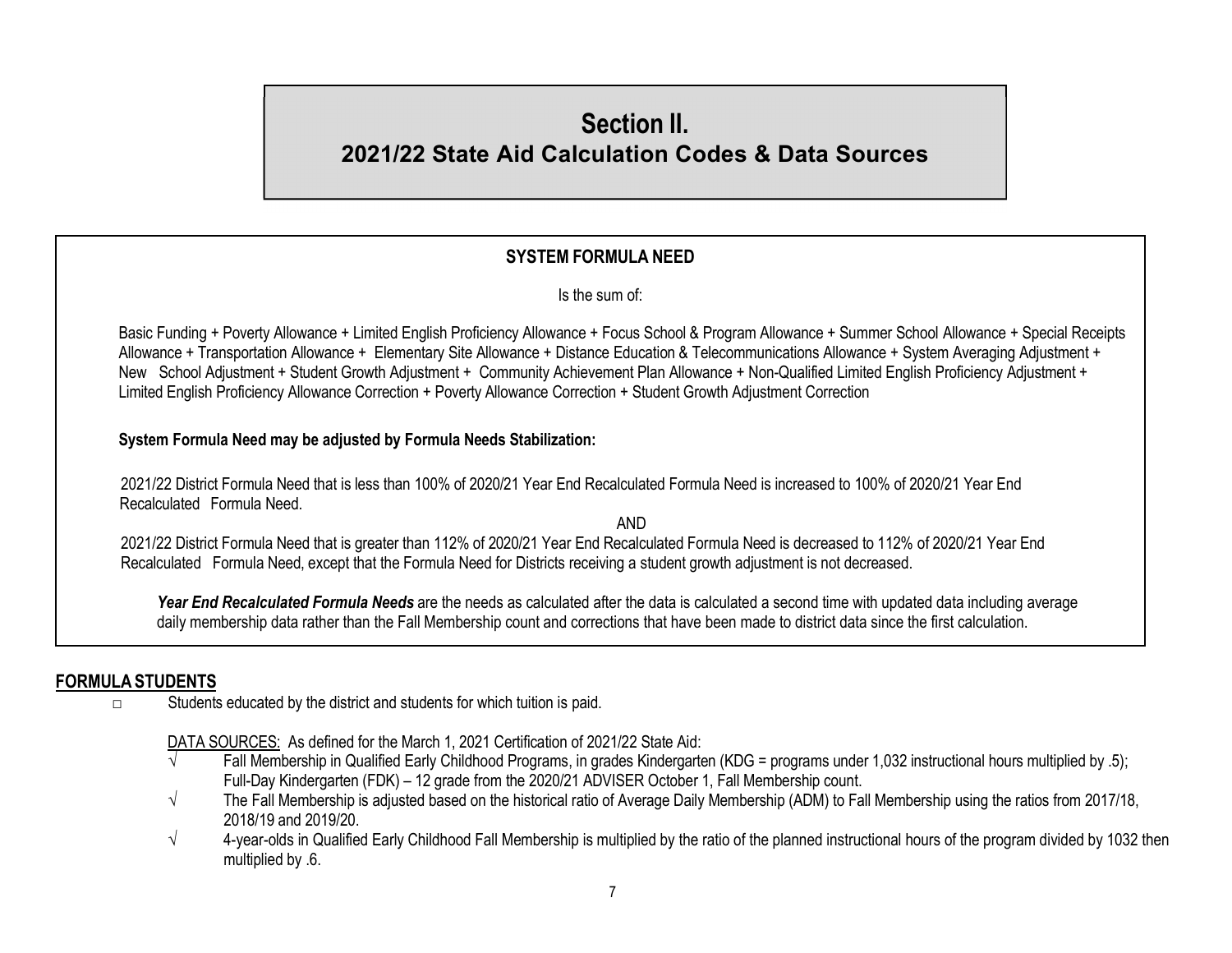# Section II.
## 2021/22 State Aid Calculation Codes & Data Sources

**SYSTEM FORMULA NEED**

Is the sum of:

Basic Funding + Poverty Allowance + Limited English Proficiency Allowance + Focus School & Program Allowance + Summer School Allowance + Special Receipts Allowance + Transportation Allowance + Elementary Site Allowance + Distance Education & Telecommunications Allowance + System Averaging Adjustment + New School Adjustment + Student Growth Adjustment + Community Achievement Plan Allowance + Non-Qualified Limited English Proficiency Adjustment + Limited English Proficiency Allowance Correction + Poverty Allowance Correction + Student Growth Adjustment Correction

**System Formula Need may be adjusted by Formula Needs Stabilization:**

2021/22 District Formula Need that is less than 100% of 2020/21 Year End Recalculated Formula Need is increased to 100% of 2020/21 Year End Recalculated Formula Need.

AND

2021/22 District Formula Need that is greater than 112% of 2020/21 Year End Recalculated Formula Need is decreased to 112% of 2020/21 Year End Recalculated Formula Need, except that the Formula Need for Districts receiving a student growth adjustment is not decreased.

***Year End Recalculated Formula Needs*** are the needs as calculated after the data is calculated a second time with updated data including average daily membership data rather than the Fall Membership count and corrections that have been made to district data since the first calculation.

## FORMULA STUDENTS

- Students educated by the district and students for which tuition is paid.

  DATA SOURCES: As defined for the March 1, 2021 Certification of 2021/22 State Aid:

  - √ Fall Membership in Qualified Early Childhood Programs, in grades Kindergarten (KDG = programs under 1,032 instructional hours multiplied by .5); Full-Day Kindergarten (FDK) – 12 grade from the 2020/21 ADVISER October 1, Fall Membership count.
  - √ The Fall Membership is adjusted based on the historical ratio of Average Daily Membership (ADM) to Fall Membership using the ratios from 2017/18, 2018/19 and 2019/20.
  - √ 4-year-olds in Qualified Early Childhood Fall Membership is multiplied by the ratio of the planned instructional hours of the program divided by 1032 then multiplied by .6.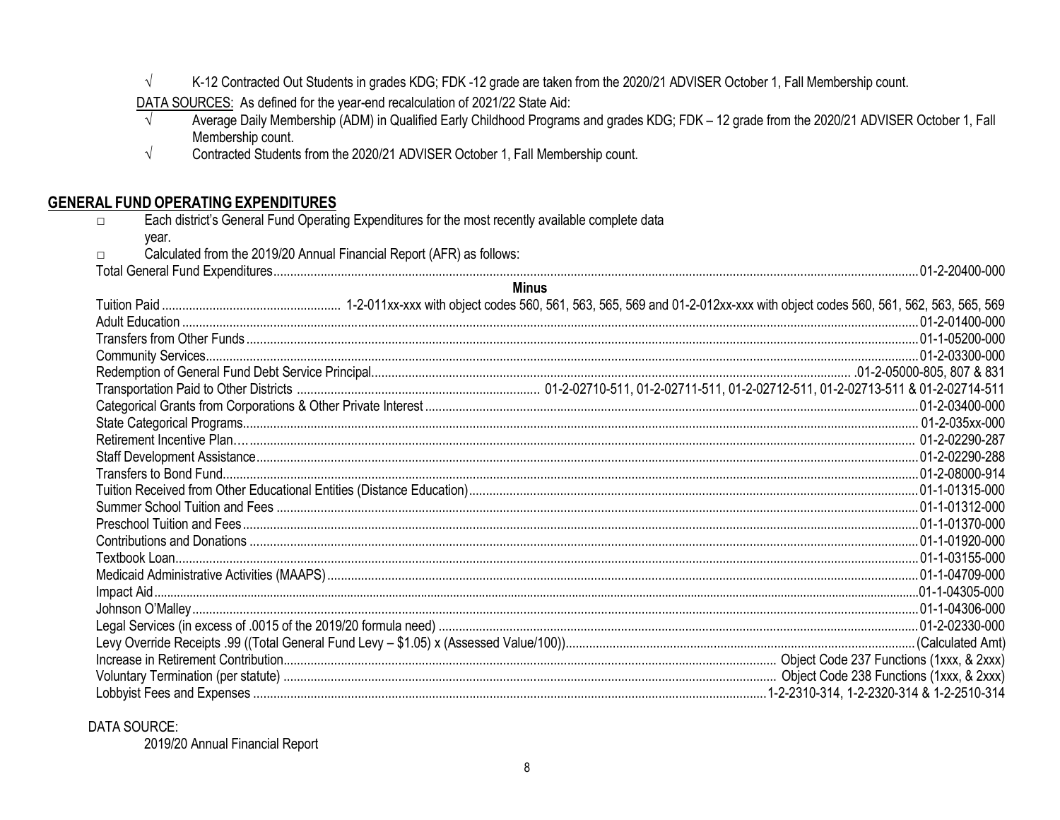- √ K-12 Contracted Out Students in grades KDG; FDK -12 grade are taken from the 2020/21 ADVISER October 1, Fall Membership count.

DATA SOURCES: As defined for the year-end recalculation of 2021/22 State Aid:

- √ Average Daily Membership (ADM) in Qualified Early Childhood Programs and grades KDG; FDK – 12 grade from the 2020/21 ADVISER October 1, Fall Membership count.
- √ Contracted Students from the 2020/21 ADVISER October 1, Fall Membership count.

## GENERAL FUND OPERATING EXPENDITURES

- □ Each district's General Fund Operating Expenditures for the most recently available complete data year.
- □ Calculated from the 2019/20 Annual Financial Report (AFR) as follows:

| Item | Code |
|---|---|
| Total General Fund Expenditures | 01-2-20400-000 |
| **Minus** | |
| Tuition Paid | 1-2-011xx-xxx with object codes 560, 561, 563, 565, 569 and 01-2-012xx-xxx with object codes 560, 561, 562, 563, 565, 569 |
| Adult Education | 01-2-01400-000 |
| Transfers from Other Funds | 01-1-05200-000 |
| Community Services | 01-2-03300-000 |
| Redemption of General Fund Debt Service Principal | .01-2-05000-805, 807 & 831 |
| Transportation Paid to Other Districts | 01-2-02710-511, 01-2-02711-511, 01-2-02712-511, 01-2-02713-511 & 01-2-02714-511 |
| Categorical Grants from Corporations & Other Private Interest | 01-2-03400-000 |
| State Categorical Programs | 01-2-035xx-000 |
| Retirement Incentive Plan | 01-2-02290-287 |
| Staff Development Assistance | 01-2-02290-288 |
| Transfers to Bond Fund | 01-2-08000-914 |
| Tuition Received from Other Educational Entities (Distance Education) | 01-1-01315-000 |
| Summer School Tuition and Fees | 01-1-01312-000 |
| Preschool Tuition and Fees | 01-1-01370-000 |
| Contributions and Donations | 01-1-01920-000 |
| Textbook Loan | 01-1-03155-000 |
| Medicaid Administrative Activities (MAAPS) | 01-1-04709-000 |
| Impact Aid | 01-1-04305-000 |
| Johnson O'Malley | 01-1-04306-000 |
| Legal Services (in excess of .0015 of the 2019/20 formula need) | 01-2-02330-000 |
| Levy Override Receipts .99 ((Total General Fund Levy – \$1.05) x (Assessed Value/100)) | (Calculated Amt) |
| Increase in Retirement Contribution | Object Code 237 Functions (1xxx, & 2xxx) |
| Voluntary Termination (per statute) | Object Code 238 Functions (1xxx, & 2xxx) |
| Lobbyist Fees and Expenses | 1-2-2310-314, 1-2-2320-314 & 1-2-2510-314 |

DATA SOURCE:

2019/20 Annual Financial Report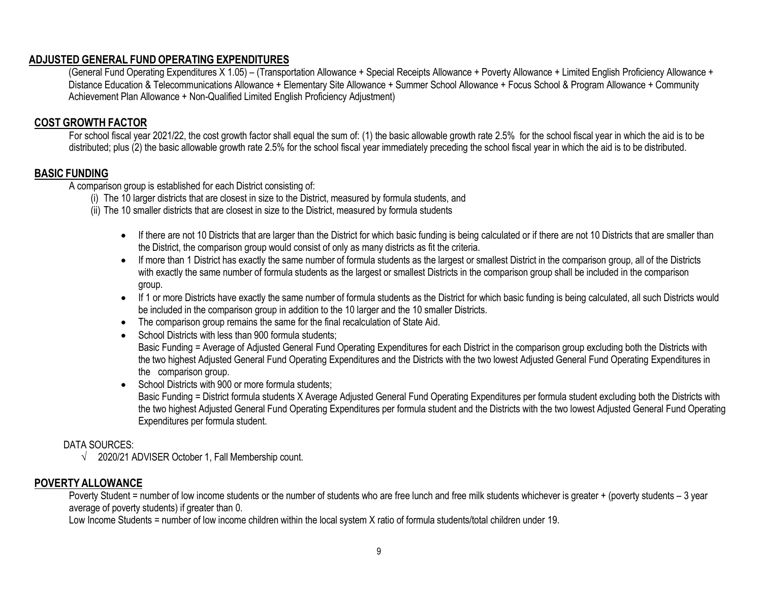## ADJUSTED GENERAL FUND OPERATING EXPENDITURES

(General Fund Operating Expenditures X 1.05) – (Transportation Allowance + Special Receipts Allowance + Poverty Allowance + Limited English Proficiency Allowance + Distance Education & Telecommunications Allowance + Elementary Site Allowance + Summer School Allowance + Focus School & Program Allowance + Community Achievement Plan Allowance + Non-Qualified Limited English Proficiency Adjustment)

## COST GROWTH FACTOR

For school fiscal year 2021/22, the cost growth factor shall equal the sum of: (1) the basic allowable growth rate 2.5% for the school fiscal year in which the aid is to be distributed; plus (2) the basic allowable growth rate 2.5% for the school fiscal year immediately preceding the school fiscal year in which the aid is to be distributed.

## BASIC FUNDING

A comparison group is established for each District consisting of:

(i) The 10 larger districts that are closest in size to the District, measured by formula students, and
(ii) The 10 smaller districts that are closest in size to the District, measured by formula students

- If there are not 10 Districts that are larger than the District for which basic funding is being calculated or if there are not 10 Districts that are smaller than the District, the comparison group would consist of only as many districts as fit the criteria.
- If more than 1 District has exactly the same number of formula students as the largest or smallest District in the comparison group, all of the Districts with exactly the same number of formula students as the largest or smallest Districts in the comparison group shall be included in the comparison group.
- If 1 or more Districts have exactly the same number of formula students as the District for which basic funding is being calculated, all such Districts would be included in the comparison group in addition to the 10 larger and the 10 smaller Districts.
- The comparison group remains the same for the final recalculation of State Aid.
- School Districts with less than 900 formula students;
  Basic Funding = Average of Adjusted General Fund Operating Expenditures for each District in the comparison group excluding both the Districts with the two highest Adjusted General Fund Operating Expenditures and the Districts with the two lowest Adjusted General Fund Operating Expenditures in the comparison group.
- School Districts with 900 or more formula students;
  Basic Funding = District formula students X Average Adjusted General Fund Operating Expenditures per formula student excluding both the Districts with the two highest Adjusted General Fund Operating Expenditures per formula student and the Districts with the two lowest Adjusted General Fund Operating Expenditures per formula student.

DATA SOURCES:

√ 2020/21 ADVISER October 1, Fall Membership count.

## POVERTY ALLOWANCE

Poverty Student = number of low income students or the number of students who are free lunch and free milk students whichever is greater + (poverty students – 3 year average of poverty students) if greater than 0.

Low Income Students = number of low income children within the local system X ratio of formula students/total children under 19.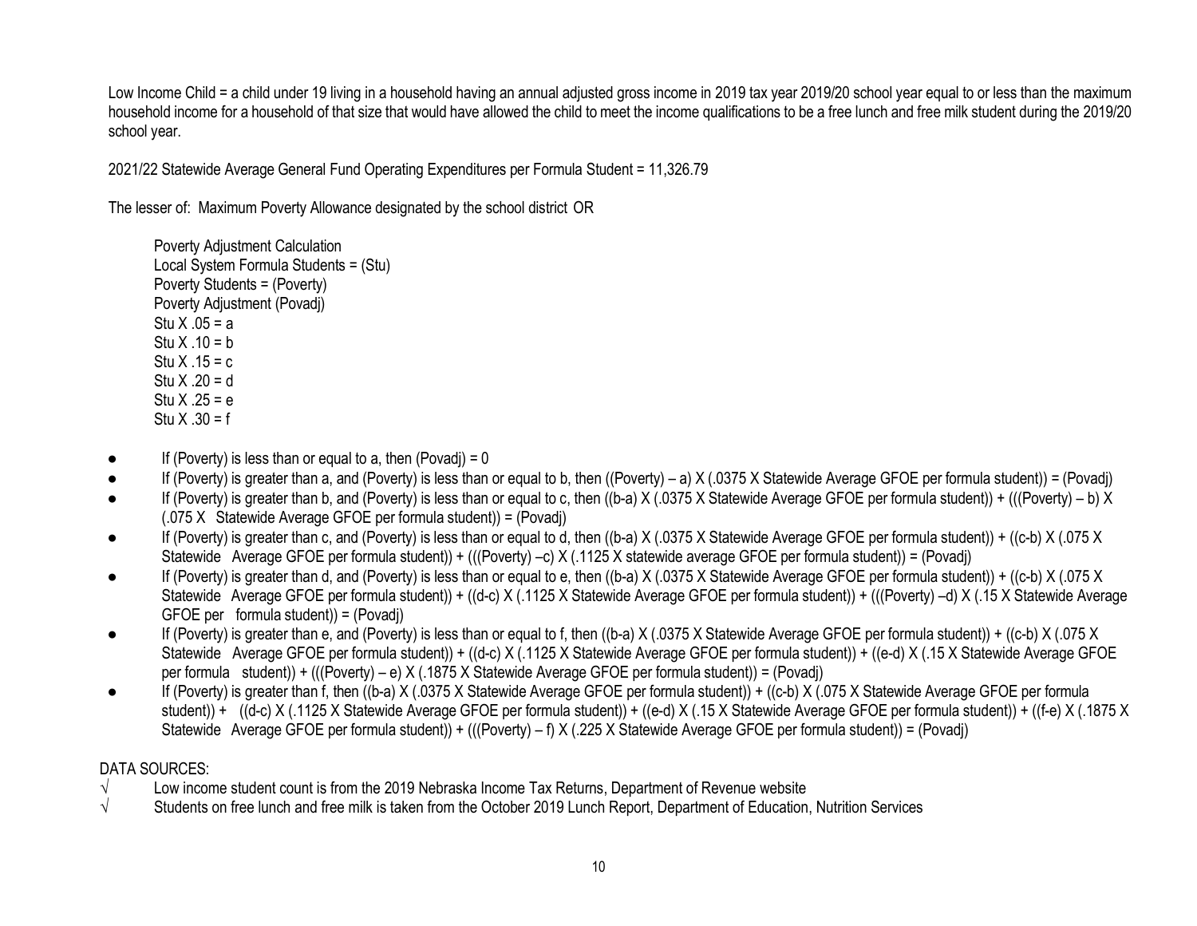Low Income Child = a child under 19 living in a household having an annual adjusted gross income in 2019 tax year 2019/20 school year equal to or less than the maximum household income for a household of that size that would have allowed the child to meet the income qualifications to be a free lunch and free milk student during the 2019/20 school year.

2021/22 Statewide Average General Fund Operating Expenditures per Formula Student = 11,326.79

The lesser of: Maximum Poverty Allowance designated by the school district OR

Poverty Adjustment Calculation
Local System Formula Students = (Stu)
Poverty Students = (Poverty)
Poverty Adjustment (Povadj)
Stu X .05 = a
Stu X .10 = b
Stu X .15 = c
Stu X .20 = d
Stu X .25 = e
Stu X .30 = f

- If (Poverty) is less than or equal to a, then (Povadj) = 0
- If (Poverty) is greater than a, and (Poverty) is less than or equal to b, then ((Poverty) – a) X (.0375 X Statewide Average GFOE per formula student)) = (Povadj)
- If (Poverty) is greater than b, and (Poverty) is less than or equal to c, then ((b-a) X (.0375 X Statewide Average GFOE per formula student)) + (((Poverty) – b) X (.075 X Statewide Average GFOE per formula student)) = (Povadj)
- If (Poverty) is greater than c, and (Poverty) is less than or equal to d, then ((b-a) X (.0375 X Statewide Average GFOE per formula student)) + ((c-b) X (.075 X Statewide Average GFOE per formula student)) + (((Poverty) –c) X (.1125 X statewide average GFOE per formula student)) = (Povadj)
- If (Poverty) is greater than d, and (Poverty) is less than or equal to e, then ((b-a) X (.0375 X Statewide Average GFOE per formula student)) + ((c-b) X (.075 X Statewide Average GFOE per formula student)) + ((d-c) X (.1125 X Statewide Average GFOE per formula student)) + (((Poverty) –d) X (.15 X Statewide Average GFOE per formula student)) = (Povadj)
- If (Poverty) is greater than e, and (Poverty) is less than or equal to f, then ((b-a) X (.0375 X Statewide Average GFOE per formula student)) + ((c-b) X (.075 X Statewide Average GFOE per formula student)) + ((d-c) X (.1125 X Statewide Average GFOE per formula student)) + ((e-d) X (.15 X Statewide Average GFOE per formula student)) + (((Poverty) – e) X (.1875 X Statewide Average GFOE per formula student)) = (Povadj)
- If (Poverty) is greater than f, then ((b-a) X (.0375 X Statewide Average GFOE per formula student)) + ((c-b) X (.075 X Statewide Average GFOE per formula student)) + ((d-c) X (.1125 X Statewide Average GFOE per formula student)) + ((e-d) X (.15 X Statewide Average GFOE per formula student)) + ((f-e) X (.1875 X Statewide Average GFOE per formula student)) + (((Poverty) – f) X (.225 X Statewide Average GFOE per formula student)) = (Povadj)

DATA SOURCES:

√ Low income student count is from the 2019 Nebraska Income Tax Returns, Department of Revenue website

√ Students on free lunch and free milk is taken from the October 2019 Lunch Report, Department of Education, Nutrition Services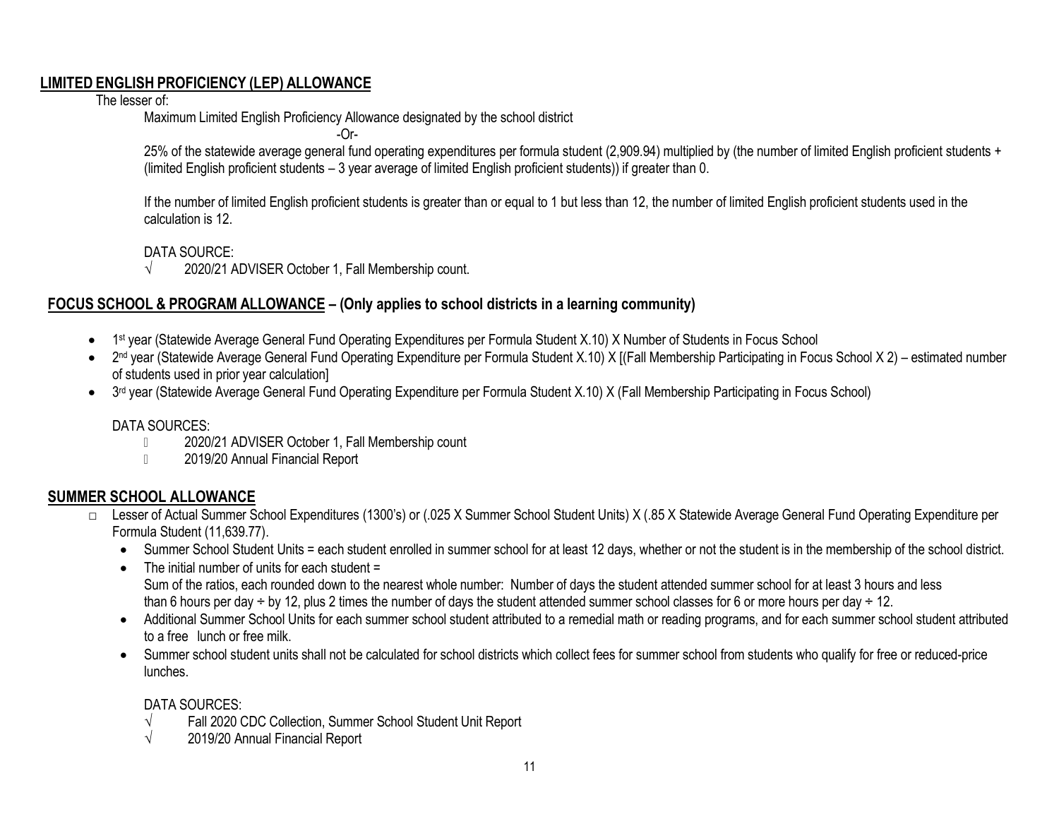## LIMITED ENGLISH PROFICIENCY (LEP) ALLOWANCE

The lesser of:

Maximum Limited English Proficiency Allowance designated by the school district

-Or-

25% of the statewide average general fund operating expenditures per formula student (2,909.94) multiplied by (the number of limited English proficient students + (limited English proficient students – 3 year average of limited English proficient students)) if greater than 0.

If the number of limited English proficient students is greater than or equal to 1 but less than 12, the number of limited English proficient students used in the calculation is 12.

DATA SOURCE:

√ 2020/21 ADVISER October 1, Fall Membership count.

## FOCUS SCHOOL & PROGRAM ALLOWANCE – (Only applies to school districts in a learning community)

- 1st year (Statewide Average General Fund Operating Expenditures per Formula Student X.10) X Number of Students in Focus School
- 2nd year (Statewide Average General Fund Operating Expenditure per Formula Student X.10) X [(Fall Membership Participating in Focus School X 2) – estimated number of students used in prior year calculation]
- 3rd year (Statewide Average General Fund Operating Expenditure per Formula Student X.10) X (Fall Membership Participating in Focus School)

DATA SOURCES:

- 2020/21 ADVISER October 1, Fall Membership count
- 2019/20 Annual Financial Report

## SUMMER SCHOOL ALLOWANCE

- Lesser of Actual Summer School Expenditures (1300's) or (.025 X Summer School Student Units) X (.85 X Statewide Average General Fund Operating Expenditure per Formula Student (11,639.77).
  - Summer School Student Units = each student enrolled in summer school for at least 12 days, whether or not the student is in the membership of the school district.
  - The initial number of units for each student = Sum of the ratios, each rounded down to the nearest whole number: Number of days the student attended summer school for at least 3 hours and less than 6 hours per day ÷ by 12, plus 2 times the number of days the student attended summer school classes for 6 or more hours per day ÷ 12.
  - Additional Summer School Units for each summer school student attributed to a remedial math or reading programs, and for each summer school student attributed to a free lunch or free milk.
  - Summer school student units shall not be calculated for school districts which collect fees for summer school from students who qualify for free or reduced-price lunches.

  DATA SOURCES:

  √ Fall 2020 CDC Collection, Summer School Student Unit Report

  √ 2019/20 Annual Financial Report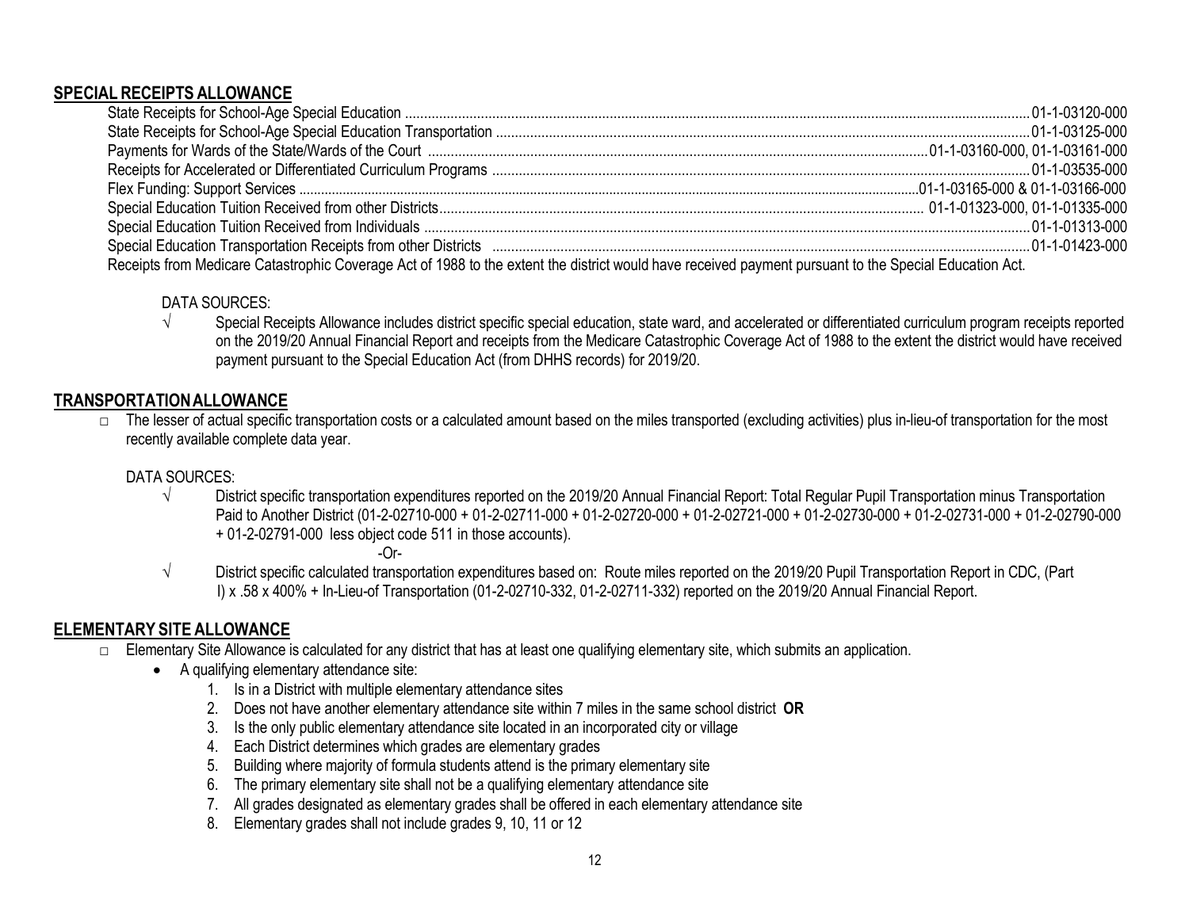## SPECIAL RECEIPTS ALLOWANCE

State Receipts for School-Age Special Education ........................................................ 01-1-03120-000
State Receipts for School-Age Special Education Transportation ........................................................ 01-1-03125-000
Payments for Wards of the State/Wards of the Court ........................................................ 01-1-03160-000, 01-1-03161-000
Receipts for Accelerated or Differentiated Curriculum Programs ........................................................ 01-1-03535-000
Flex Funding: Support Services ........................................................ 01-1-03165-000 & 01-1-03166-000
Special Education Tuition Received from other Districts ........................................................ 01-1-01323-000, 01-1-01335-000
Special Education Tuition Received from Individuals ........................................................ 01-1-01313-000
Special Education Transportation Receipts from other Districts ........................................................ 01-1-01423-000
Receipts from Medicare Catastrophic Coverage Act of 1988 to the extent the district would have received payment pursuant to the Special Education Act.

DATA SOURCES:

- √ Special Receipts Allowance includes district specific special education, state ward, and accelerated or differentiated curriculum program receipts reported on the 2019/20 Annual Financial Report and receipts from the Medicare Catastrophic Coverage Act of 1988 to the extent the district would have received payment pursuant to the Special Education Act (from DHHS records) for 2019/20.

## TRANSPORTATION ALLOWANCE

- The lesser of actual specific transportation costs or a calculated amount based on the miles transported (excluding activities) plus in-lieu-of transportation for the most recently available complete data year.

DATA SOURCES:

- √ District specific transportation expenditures reported on the 2019/20 Annual Financial Report: Total Regular Pupil Transportation minus Transportation Paid to Another District (01-2-02710-000 + 01-2-02711-000 + 01-2-02720-000 + 01-2-02721-000 + 01-2-02730-000 + 01-2-02731-000 + 01-2-02790-000 + 01-2-02791-000 less object code 511 in those accounts).

  -Or-

- √ District specific calculated transportation expenditures based on: Route miles reported on the 2019/20 Pupil Transportation Report in CDC, (Part I) x .58 x 400% + In-Lieu-of Transportation (01-2-02710-332, 01-2-02711-332) reported on the 2019/20 Annual Financial Report.

## ELEMENTARY SITE ALLOWANCE

- Elementary Site Allowance is calculated for any district that has at least one qualifying elementary site, which submits an application.
  - A qualifying elementary attendance site:
    1. Is in a District with multiple elementary attendance sites
    2. Does not have another elementary attendance site within 7 miles in the same school district **OR**
    3. Is the only public elementary attendance site located in an incorporated city or village
    4. Each District determines which grades are elementary grades
    5. Building where majority of formula students attend is the primary elementary site
    6. The primary elementary site shall not be a qualifying elementary attendance site
    7. All grades designated as elementary grades shall be offered in each elementary attendance site
    8. Elementary grades shall not include grades 9, 10, 11 or 12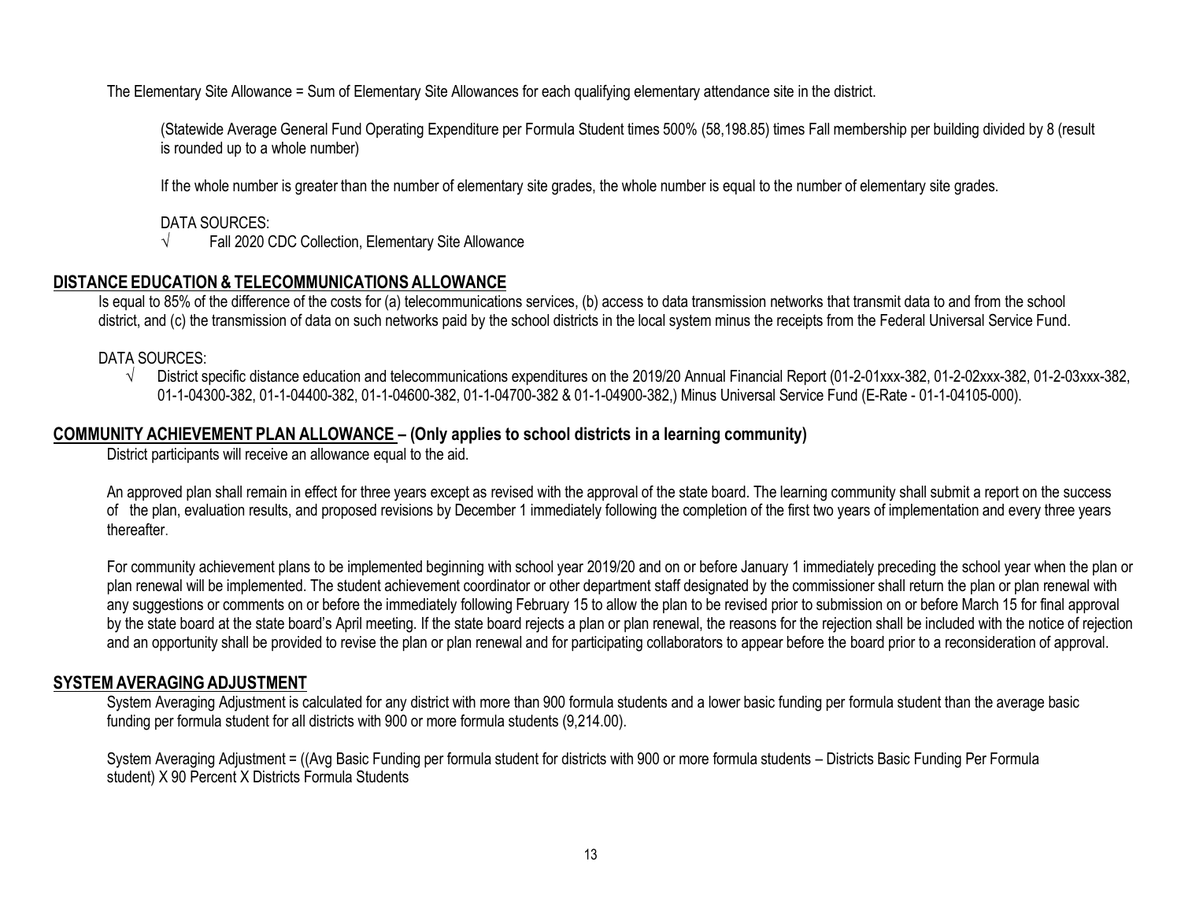The Elementary Site Allowance = Sum of Elementary Site Allowances for each qualifying elementary attendance site in the district.

(Statewide Average General Fund Operating Expenditure per Formula Student times 500% (58,198.85) times Fall membership per building divided by 8 (result is rounded up to a whole number)

If the whole number is greater than the number of elementary site grades, the whole number is equal to the number of elementary site grades.

DATA SOURCES:

- √ Fall 2020 CDC Collection, Elementary Site Allowance

## DISTANCE EDUCATION & TELECOMMUNICATIONS ALLOWANCE

Is equal to 85% of the difference of the costs for (a) telecommunications services, (b) access to data transmission networks that transmit data to and from the school district, and (c) the transmission of data on such networks paid by the school districts in the local system minus the receipts from the Federal Universal Service Fund.

DATA SOURCES:

- √ District specific distance education and telecommunications expenditures on the 2019/20 Annual Financial Report (01-2-01xxx-382, 01-2-02xxx-382, 01-2-03xxx-382, 01-1-04300-382, 01-1-04400-382, 01-1-04600-382, 01-1-04700-382 & 01-1-04900-382,) Minus Universal Service Fund (E-Rate - 01-1-04105-000).

## COMMUNITY ACHIEVEMENT PLAN ALLOWANCE – (Only applies to school districts in a learning community)

District participants will receive an allowance equal to the aid.

An approved plan shall remain in effect for three years except as revised with the approval of the state board. The learning community shall submit a report on the success of the plan, evaluation results, and proposed revisions by December 1 immediately following the completion of the first two years of implementation and every three years thereafter.

For community achievement plans to be implemented beginning with school year 2019/20 and on or before January 1 immediately preceding the school year when the plan or plan renewal will be implemented. The student achievement coordinator or other department staff designated by the commissioner shall return the plan or plan renewal with any suggestions or comments on or before the immediately following February 15 to allow the plan to be revised prior to submission on or before March 15 for final approval by the state board at the state board's April meeting. If the state board rejects a plan or plan renewal, the reasons for the rejection shall be included with the notice of rejection and an opportunity shall be provided to revise the plan or plan renewal and for participating collaborators to appear before the board prior to a reconsideration of approval.

## SYSTEM AVERAGING ADJUSTMENT

System Averaging Adjustment is calculated for any district with more than 900 formula students and a lower basic funding per formula student than the average basic funding per formula student for all districts with 900 or more formula students (9,214.00).

System Averaging Adjustment = ((Avg Basic Funding per formula student for districts with 900 or more formula students – Districts Basic Funding Per Formula student) X 90 Percent X Districts Formula Students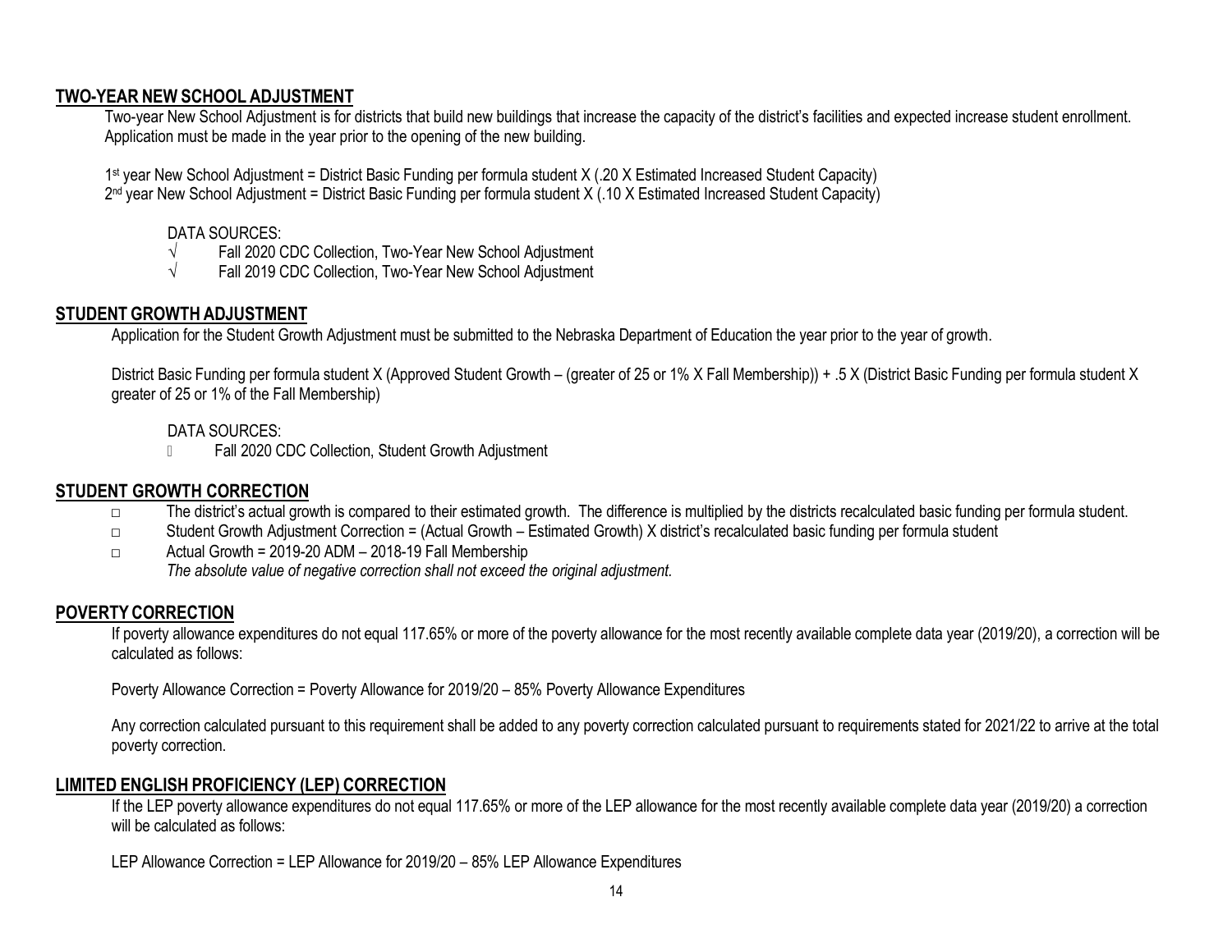## TWO-YEAR NEW SCHOOL ADJUSTMENT

Two-year New School Adjustment is for districts that build new buildings that increase the capacity of the district's facilities and expected increase student enrollment. Application must be made in the year prior to the opening of the new building.

1st year New School Adjustment = District Basic Funding per formula student X (.20 X Estimated Increased Student Capacity)
2nd year New School Adjustment = District Basic Funding per formula student X (.10 X Estimated Increased Student Capacity)

DATA SOURCES:

- √ Fall 2020 CDC Collection, Two-Year New School Adjustment
- √ Fall 2019 CDC Collection, Two-Year New School Adjustment

## STUDENT GROWTH ADJUSTMENT

Application for the Student Growth Adjustment must be submitted to the Nebraska Department of Education the year prior to the year of growth.

District Basic Funding per formula student X (Approved Student Growth – (greater of 25 or 1% X Fall Membership)) + .5 X (District Basic Funding per formula student X greater of 25 or 1% of the Fall Membership)

DATA SOURCES:

- Fall 2020 CDC Collection, Student Growth Adjustment

## STUDENT GROWTH CORRECTION

- The district's actual growth is compared to their estimated growth. The difference is multiplied by the districts recalculated basic funding per formula student.
- Student Growth Adjustment Correction = (Actual Growth – Estimated Growth) X district's recalculated basic funding per formula student
- Actual Growth = 2019-20 ADM – 2018-19 Fall Membership

  *The absolute value of negative correction shall not exceed the original adjustment.*

## POVERTY CORRECTION

If poverty allowance expenditures do not equal 117.65% or more of the poverty allowance for the most recently available complete data year (2019/20), a correction will be calculated as follows:

Poverty Allowance Correction = Poverty Allowance for 2019/20 – 85% Poverty Allowance Expenditures

Any correction calculated pursuant to this requirement shall be added to any poverty correction calculated pursuant to requirements stated for 2021/22 to arrive at the total poverty correction.

## LIMITED ENGLISH PROFICIENCY (LEP) CORRECTION

If the LEP poverty allowance expenditures do not equal 117.65% or more of the LEP allowance for the most recently available complete data year (2019/20) a correction will be calculated as follows:

LEP Allowance Correction = LEP Allowance for 2019/20 – 85% LEP Allowance Expenditures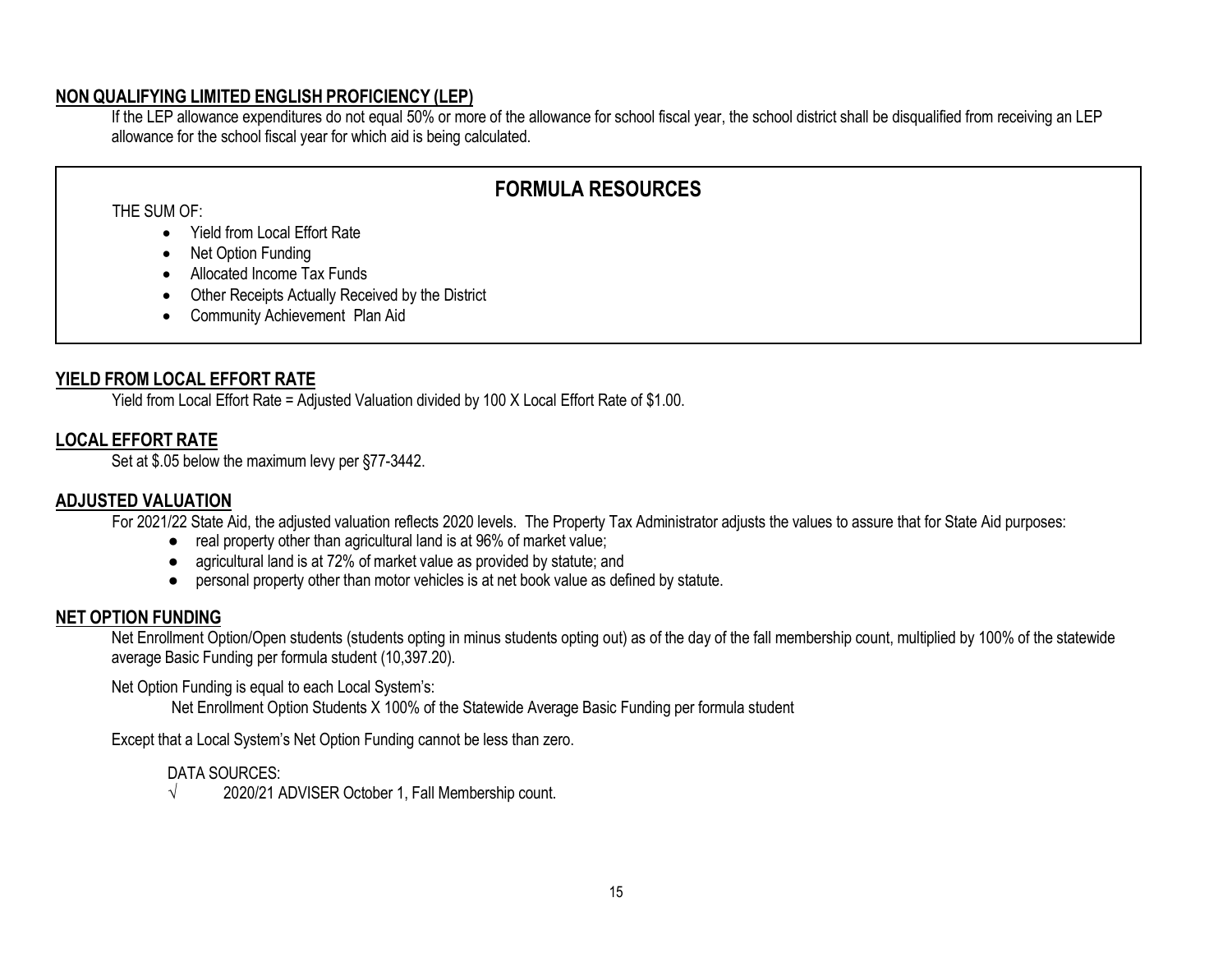## NON QUALIFYING LIMITED ENGLISH PROFICIENCY (LEP)

If the LEP allowance expenditures do not equal 50% or more of the allowance for school fiscal year, the school district shall be disqualified from receiving an LEP allowance for the school fiscal year for which aid is being calculated.

## FORMULA RESOURCES

THE SUM OF:

- Yield from Local Effort Rate
- Net Option Funding
- Allocated Income Tax Funds
- Other Receipts Actually Received by the District
- Community Achievement Plan Aid

## YIELD FROM LOCAL EFFORT RATE

Yield from Local Effort Rate = Adjusted Valuation divided by 100 X Local Effort Rate of $1.00.

## LOCAL EFFORT RATE

Set at $.05 below the maximum levy per §77-3442.

## ADJUSTED VALUATION

For 2021/22 State Aid, the adjusted valuation reflects 2020 levels. The Property Tax Administrator adjusts the values to assure that for State Aid purposes:

- real property other than agricultural land is at 96% of market value;
- agricultural land is at 72% of market value as provided by statute; and
- personal property other than motor vehicles is at net book value as defined by statute.

## NET OPTION FUNDING

Net Enrollment Option/Open students (students opting in minus students opting out) as of the day of the fall membership count, multiplied by 100% of the statewide average Basic Funding per formula student (10,397.20).

Net Option Funding is equal to each Local System's:

Net Enrollment Option Students X 100% of the Statewide Average Basic Funding per formula student

Except that a Local System's Net Option Funding cannot be less than zero.

DATA SOURCES:

√ 2020/21 ADVISER October 1, Fall Membership count.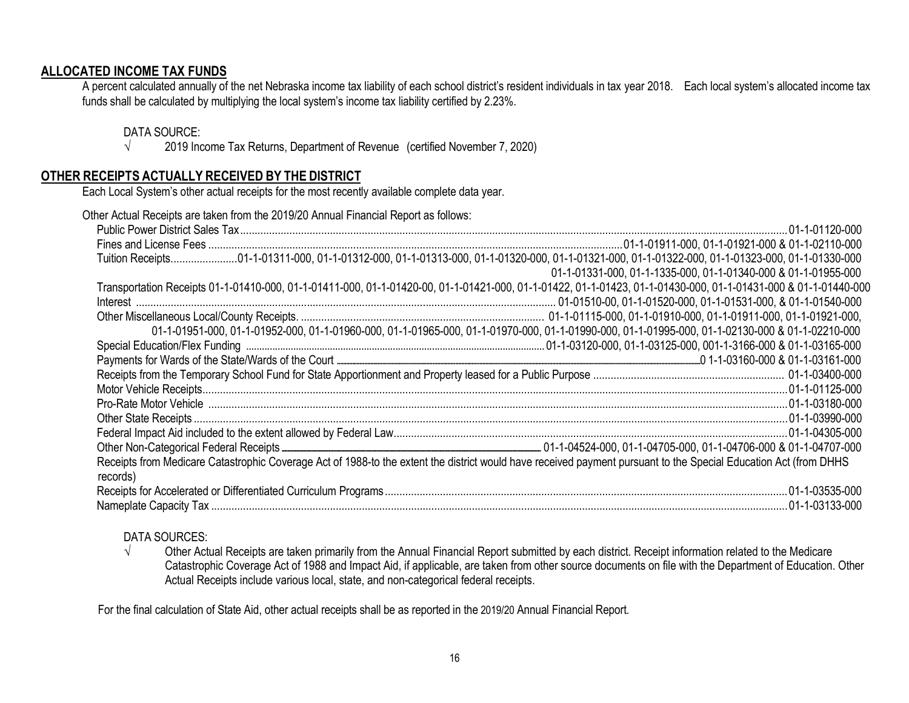## ALLOCATED INCOME TAX FUNDS

A percent calculated annually of the net Nebraska income tax liability of each school district's resident individuals in tax year 2018. Each local system's allocated income tax funds shall be calculated by multiplying the local system's income tax liability certified by 2.23%.

DATA SOURCE:

√ 2019 Income Tax Returns, Department of Revenue (certified November 7, 2020)

## OTHER RECEIPTS ACTUALLY RECEIVED BY THE DISTRICT

Each Local System's other actual receipts for the most recently available complete data year.

Other Actual Receipts are taken from the 2019/20 Annual Financial Report as follows:

- Public Power District Sales Tax....01-1-01120-000
- Fines and License Fees ....01-1-01911-000, 01-1-01921-000 & 01-1-02110-000
- Tuition Receipts....01-1-01311-000, 01-1-01312-000, 01-1-01313-000, 01-1-01320-000, 01-1-01321-000, 01-1-01322-000, 01-1-01323-000, 01-1-01330-000 01-1-01331-000, 01-1-1335-000, 01-1-01340-000 & 01-1-01955-000
- Transportation Receipts 01-1-01410-000, 01-1-01411-000, 01-1-01420-00, 01-1-01421-000, 01-1-01422, 01-1-01423, 01-1-01430-000, 01-1-01431-000 & 01-1-01440-000
- Interest .... 01-01510-00, 01-1-01520-000, 01-1-01531-000, & 01-1-01540-000
- Other Miscellaneous Local/County Receipts. .... 01-1-01115-000, 01-1-01910-000, 01-1-01911-000, 01-1-01921-000, 01-1-01951-000, 01-1-01952-000, 01-1-01960-000, 01-1-01965-000, 01-1-01970-000, 01-1-01990-000, 01-1-01995-000, 01-1-02130-000 & 01-1-02210-000
- Special Education/Flex Funding ....01-1-03120-000, 01-1-03125-000, 001-1-3166-000 & 01-1-03165-000
- Payments for Wards of the State/Wards of the Court ....0 1-1-03160-000 & 01-1-03161-000
- Receipts from the Temporary School Fund for State Apportionment and Property leased for a Public Purpose .... 01-1-03400-000
- Motor Vehicle Receipts....01-1-01125-000
- Pro-Rate Motor Vehicle ....01-1-03180-000
- Other State Receipts ....01-1-03990-000
- Federal Impact Aid included to the extent allowed by Federal Law....01-1-04305-000
- Other Non-Categorical Federal Receipts ....01-1-04524-000, 01-1-04705-000, 01-1-04706-000 & 01-1-04707-000
- Receipts from Medicare Catastrophic Coverage Act of 1988-to the extent the district would have received payment pursuant to the Special Education Act (from DHHS records)
- Receipts for Accelerated or Differentiated Curriculum Programs....01-1-03535-000
- Nameplate Capacity Tax ....01-1-03133-000

DATA SOURCES:

√ Other Actual Receipts are taken primarily from the Annual Financial Report submitted by each district. Receipt information related to the Medicare Catastrophic Coverage Act of 1988 and Impact Aid, if applicable, are taken from other source documents on file with the Department of Education. Other Actual Receipts include various local, state, and non-categorical federal receipts.

For the final calculation of State Aid, other actual receipts shall be as reported in the 2019/20 Annual Financial Report.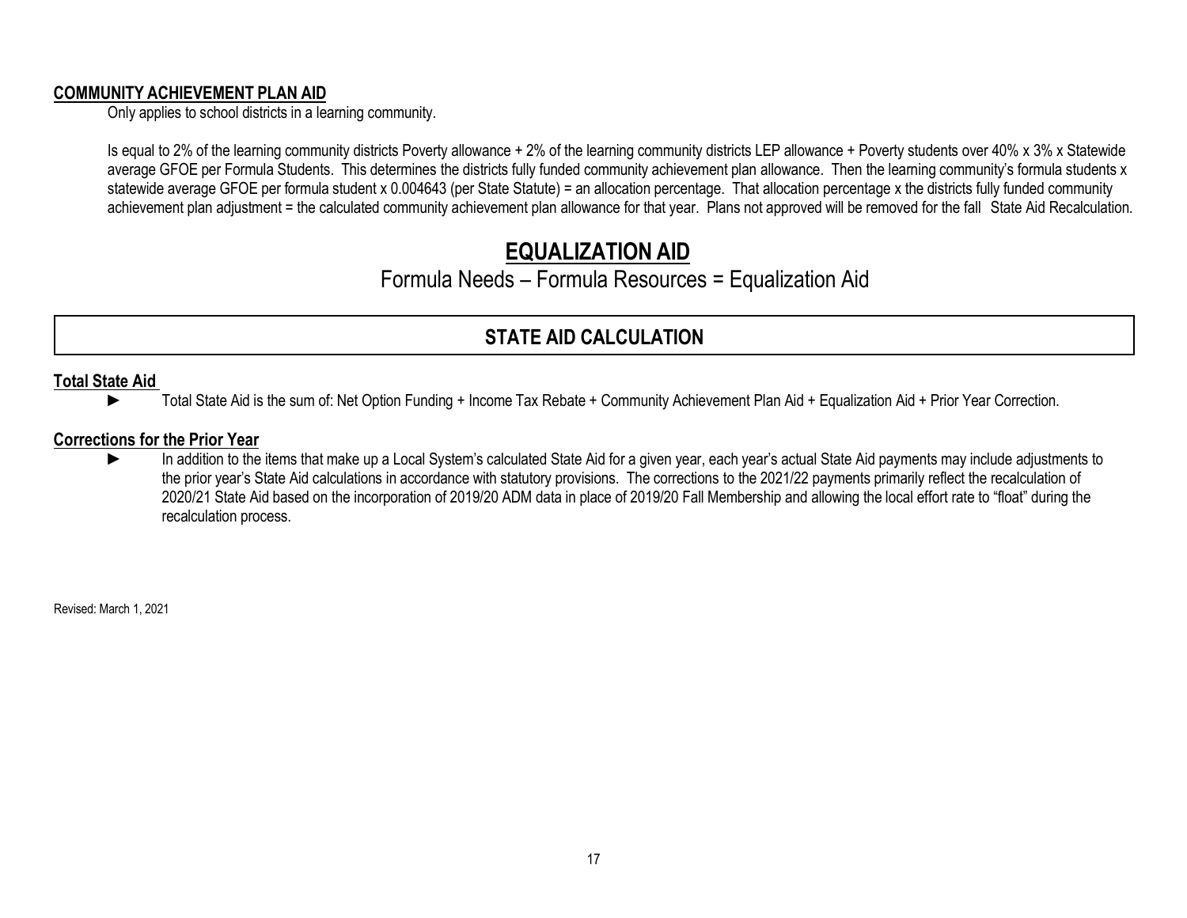**COMMUNITY ACHIEVEMENT PLAN AID**

Only applies to school districts in a learning community.

Is equal to 2% of the learning community districts Poverty allowance + 2% of the learning community districts LEP allowance + Poverty students over 40% x 3% x Statewide average GFOE per Formula Students. This determines the districts fully funded community achievement plan allowance. Then the learning community's formula students x statewide average GFOE per formula student x 0.004643 (per State Statute) = an allocation percentage. That allocation percentage x the districts fully funded community achievement plan adjustment = the calculated community achievement plan allowance for that year. Plans not approved will be removed for the fall State Aid Recalculation.

# EQUALIZATION AID

Formula Needs – Formula Resources = Equalization Aid

## STATE AID CALCULATION

**Total State Aid**

- Total State Aid is the sum of: Net Option Funding + Income Tax Rebate + Community Achievement Plan Aid + Equalization Aid + Prior Year Correction.

**Corrections for the Prior Year**

- In addition to the items that make up a Local System's calculated State Aid for a given year, each year's actual State Aid payments may include adjustments to the prior year's State Aid calculations in accordance with statutory provisions. The corrections to the 2021/22 payments primarily reflect the recalculation of 2020/21 State Aid based on the incorporation of 2019/20 ADM data in place of 2019/20 Fall Membership and allowing the local effort rate to "float" during the recalculation process.

Revised: March 1, 2021